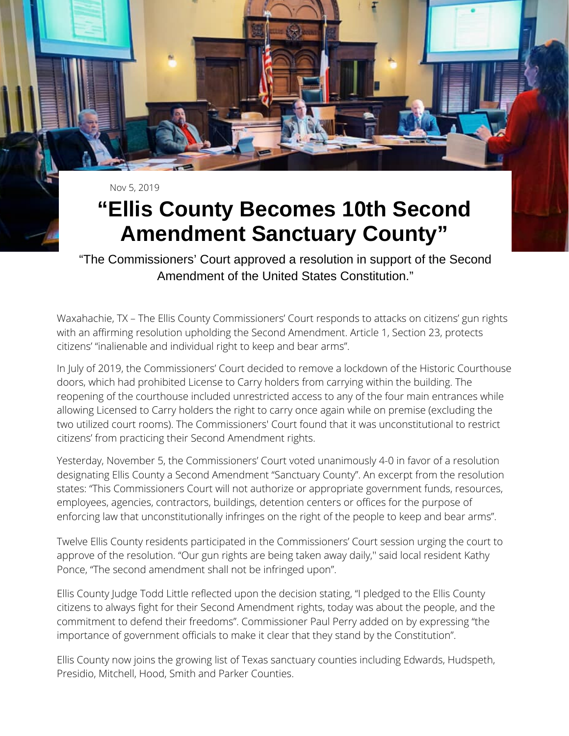Nov 5, 2019

# "Ellis County Becomes 10th Second Amendment Sanctuary County"

"The Commissioners' Court approved a resolution in support of the Second Amendment of the United States Constitution."

Waxahachie, TX – The Ellis County Commissioners' Court responds to attacks on citizens' gun rights with an affirming resolution upholding the Second Amendment. Article 1, Section 23, protects citizens' "inalienable and individual right to keep and bear arms".

In July of 2019, the Commissioners' Court decided to remove a lockdown of the Historic Courthouse doors, which had prohibited License to Carry holders from carrying within the building. The reopening of the courthouse included unrestricted access to any of the four main entrances while allowing Licensed to Carry holders the right to carry once again while on premise (excluding the two utilized court rooms). The Commissioners' Court found that it was unconstitutional to restrict citizens' from practicing their Second Amendment rights.

Yesterday, November 5, the Commissioners' Court voted unanimously 4-0 in favor of a resolution designating Ellis County a Second Amendment "Sanctuary County". An excerpt from the resolution states: "This Commissioners Court will not authorize or appropriate government funds, resources, employees, agencies, contractors, buildings, detention centers or offices for the purpose of enforcing law that unconstitutionally infringes on the right of the people to keep and bear arms".

Twelve Ellis County residents participated in the Commissioners' Court session urging the court to approve of the resolution. "Our gun rights are being taken away daily," said local resident Kathy Ponce, "The second amendment shall not be infringed upon".

Ellis County Judge Todd Little reflected upon the decision stating, "I pledged to the Ellis County citizens to always fight for their Second Amendment rights, today was about the people, and the commitment to defend their freedoms". Commissioner Paul Perry added on by expressing "the importance of government officials to make it clear that they stand by the Constitution".

Ellis County now joins the growing list of Texas sanctuary counties including Edwards, Hudspeth, Presidio, Mitchell, Hood, Smith and Parker Counties.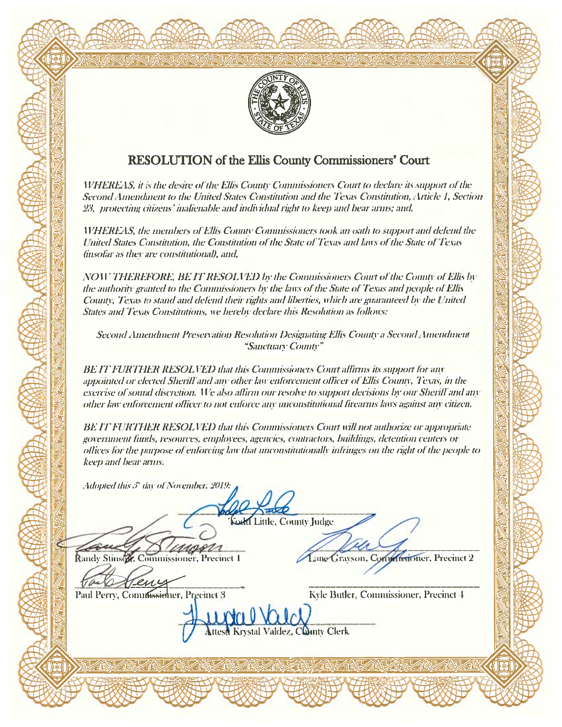## RESOLUTION of the Ellis County Commissioners' Court

*WHEREAS, it is the desire of the Ellis County Commissioners Court to declare its support of the Second Amendment to the United States Constitution and the Texas Constitution, Article 1, Section 23, protecting citizens' inalienable and individual right to keep and bear arms; and,*

*WHEREAS, the members of Ellis County Commissioners took an oath to support and defend the United States Constitution, the Constitution of the State of Texas and laws of the State of Texas (insofar as they are constitutional), and,*

*NOW THEREFORE, BE IT RESOLVED by the Commissioners Court of the County of Ellis by the authority granted to the Commissioners by the laws of the State of Texas and people of Ellis County, Texas to stand and defend their rights and liberties, which are guaranteed by the United States and Texas Constitutions, we hereby declare this Resolution as follows:*

*Second Amendment Preservation Resolution Designating Ellis County a Second Amendment "Sanctuary County"*

*BE IT FURTHER RESOLVED that this Commissioners Court affirms its support for any appointed or elected Sheriff and any other law enforcement officer of Ellis County, Texas, in the exercise of sound discretion. We also affirm our resolve to support decisions by our Sheriff and any other law enforcement officer to not enforce any unconstitutional firearms laws against any citizen.*

*BE IT FURTHER RESOLVED that this Commissioners Court will not authorize or appropriate government funds, resources, employees, agencies, contractors, buildings, detention centers or offices for the purpose of enforcing law that unconstitutionally infringes on the right of the people to keep and bear arms.*

*Adopted this 5th day of November, 2019:*

Todd Little, County Judge

Randy Stinson, Commissioner, Precinct 1

Lane Grayson, Commissioner, Precinct 2

Paul Perry, Commissioner, Precinct 3

Kyle Butler, Commissioner, Precinct 4

Attest: Krystal Valdez, County Clerk